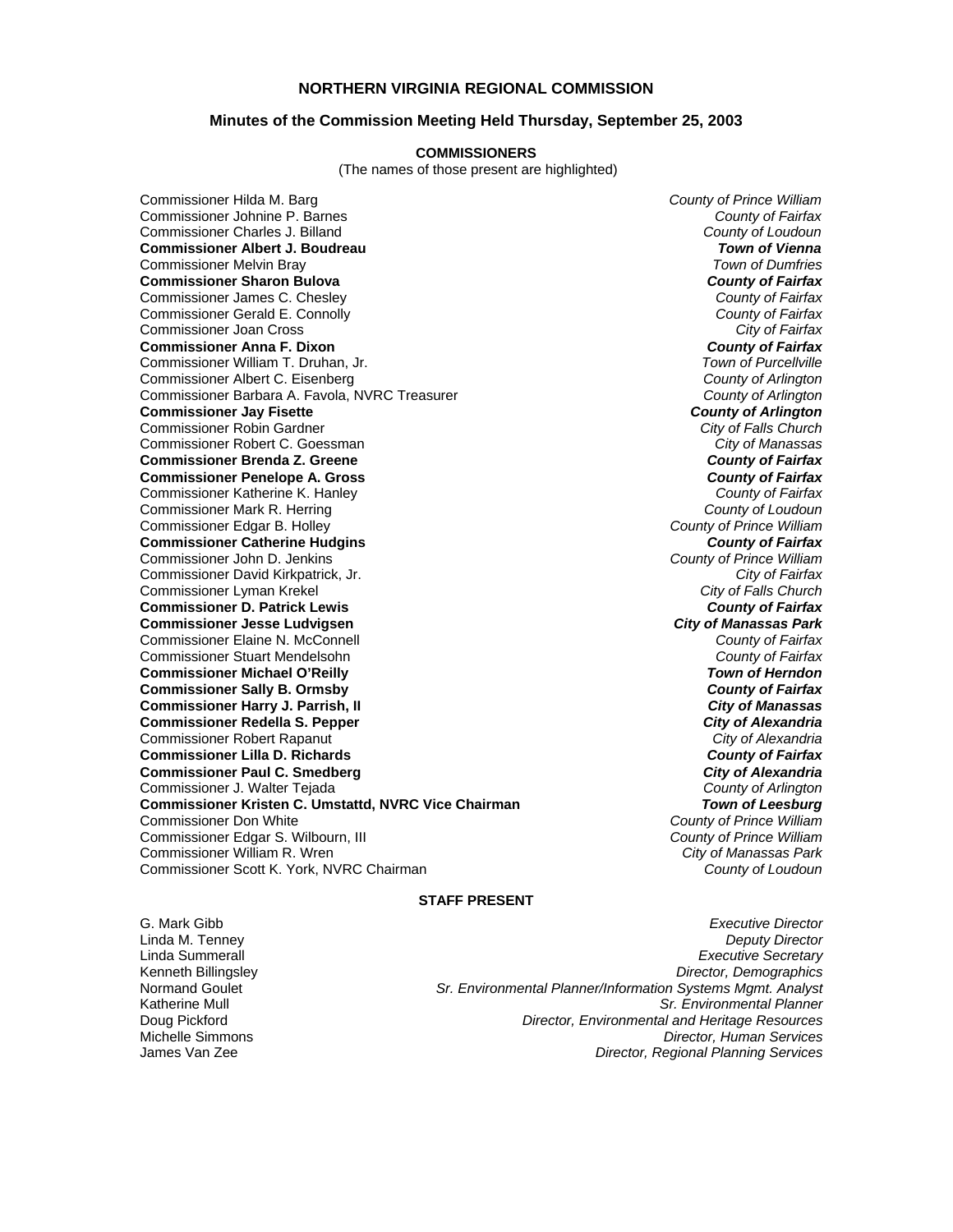## NORTHERN VIRGINIA REGIONAL COMMISSION

### Minutes of the Commission Meeting Held Thursday, September 25, 2003

**COMMISSIONERS**

(The names of those present are highlighted)

| Commissioner | Jurisdiction |
|---|---|
| Commissioner Hilda M. Barg | *County of Prince William* |
| Commissioner Johnine P. Barnes | *County of Fairfax* |
| Commissioner Charles J. Billand | *County of Loudoun* |
| **Commissioner Albert J. Boudreau** | ***Town of Vienna*** |
| Commissioner Melvin Bray | *Town of Dumfries* |
| **Commissioner Sharon Bulova** | ***County of Fairfax*** |
| Commissioner James C. Chesley | *County of Fairfax* |
| Commissioner Gerald E. Connolly | *County of Fairfax* |
| Commissioner Joan Cross | *City of Fairfax* |
| **Commissioner Anna F. Dixon** | ***County of Fairfax*** |
| Commissioner William T. Druhan, Jr. | *Town of Purcellville* |
| Commissioner Albert C. Eisenberg | *County of Arlington* |
| Commissioner Barbara A. Favola, NVRC Treasurer | *County of Arlington* |
| **Commissioner Jay Fisette** | ***County of Arlington*** |
| Commissioner Robin Gardner | *City of Falls Church* |
| Commissioner Robert C. Goessman | *City of Manassas* |
| **Commissioner Brenda Z. Greene** | ***County of Fairfax*** |
| **Commissioner Penelope A. Gross** | ***County of Fairfax*** |
| Commissioner Katherine K. Hanley | *County of Fairfax* |
| Commissioner Mark R. Herring | *County of Loudoun* |
| Commissioner Edgar B. Holley | *County of Prince William* |
| **Commissioner Catherine Hudgins** | ***County of Fairfax*** |
| Commissioner John D. Jenkins | *County of Prince William* |
| Commissioner David Kirkpatrick, Jr. | *City of Fairfax* |
| Commissioner Lyman Krekel | *City of Falls Church* |
| **Commissioner D. Patrick Lewis** | ***County of Fairfax*** |
| **Commissioner Jesse Ludvigsen** | ***City of Manassas Park*** |
| Commissioner Elaine N. McConnell | *County of Fairfax* |
| Commissioner Stuart Mendelsohn | *County of Fairfax* |
| **Commissioner Michael O'Reilly** | ***Town of Herndon*** |
| **Commissioner Sally B. Ormsby** | ***County of Fairfax*** |
| **Commissioner Harry J. Parrish, II** | ***City of Manassas*** |
| **Commissioner Redella S. Pepper** | ***City of Alexandria*** |
| Commissioner Robert Rapanut | *City of Alexandria* |
| **Commissioner Lilla D. Richards** | ***County of Fairfax*** |
| **Commissioner Paul C. Smedberg** | ***City of Alexandria*** |
| Commissioner J. Walter Tejada | *County of Arlington* |
| **Commissioner Kristen C. Umstattd, NVRC Vice Chairman** | ***Town of Leesburg*** |
| Commissioner Don White | *County of Prince William* |
| Commissioner Edgar S. Wilbourn, III | *County of Prince William* |
| Commissioner William R. Wren | *City of Manassas Park* |
| Commissioner Scott K. York, NVRC Chairman | *County of Loudoun* |

**STAFF PRESENT**

| Name | Title |
|---|---|
| G. Mark Gibb | *Executive Director* |
| Linda M. Tenney | *Deputy Director* |
| Linda Summerall | *Executive Secretary* |
| Kenneth Billingsley | *Director, Demographics* |
| Normand Goulet | *Sr. Environmental Planner/Information Systems Mgmt. Analyst* |
| Katherine Mull | *Sr. Environmental Planner* |
| Doug Pickford | *Director, Environmental and Heritage Resources* |
| Michelle Simmons | *Director, Human Services* |
| James Van Zee | *Director, Regional Planning Services* |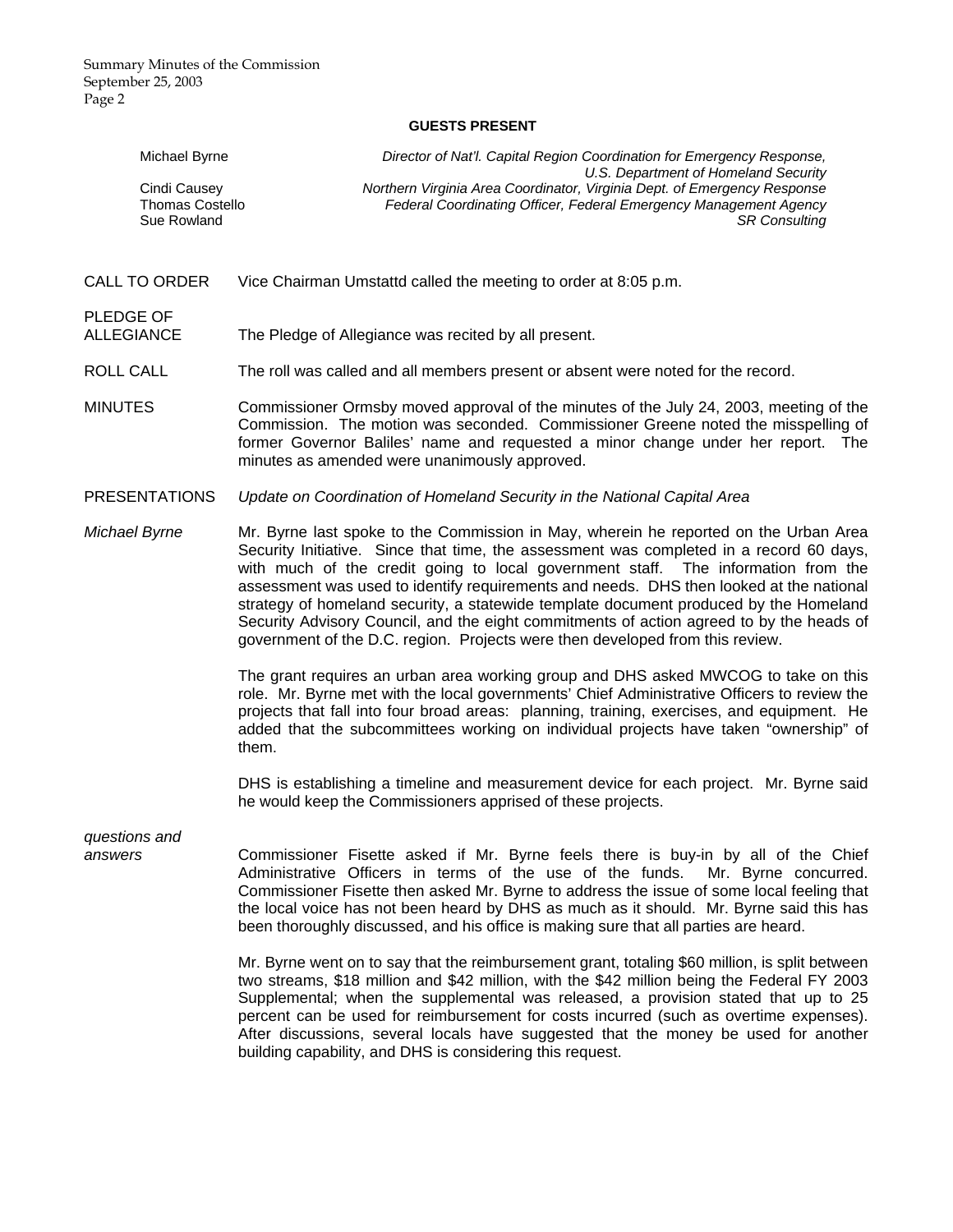**GUESTS PRESENT**

| | |
|---|---|
| Michael Byrne | *Director of Nat'l. Capital Region Coordination for Emergency Response, U.S. Department of Homeland Security* |
| Cindi Causey | *Northern Virginia Area Coordinator, Virginia Dept. of Emergency Response* |
| Thomas Costello | *Federal Coordinating Officer, Federal Emergency Management Agency* |
| Sue Rowland | *SR Consulting* |

CALL TO ORDER — Vice Chairman Umstattd called the meeting to order at 8:05 p.m.

PLEDGE OF ALLEGIANCE — The Pledge of Allegiance was recited by all present.

ROLL CALL — The roll was called and all members present or absent were noted for the record.

MINUTES — Commissioner Ormsby moved approval of the minutes of the July 24, 2003, meeting of the Commission. The motion was seconded. Commissioner Greene noted the misspelling of former Governor Baliles' name and requested a minor change under her report. The minutes as amended were unanimously approved.

PRESENTATIONS — *Update on Coordination of Homeland Security in the National Capital Area*

*Michael Byrne*

Mr. Byrne last spoke to the Commission in May, wherein he reported on the Urban Area Security Initiative. Since that time, the assessment was completed in a record 60 days, with much of the credit going to local government staff. The information from the assessment was used to identify requirements and needs. DHS then looked at the national strategy of homeland security, a statewide template document produced by the Homeland Security Advisory Council, and the eight commitments of action agreed to by the heads of government of the D.C. region. Projects were then developed from this review.

The grant requires an urban area working group and DHS asked MWCOG to take on this role. Mr. Byrne met with the local governments' Chief Administrative Officers to review the projects that fall into four broad areas: planning, training, exercises, and equipment. He added that the subcommittees working on individual projects have taken "ownership" of them.

DHS is establishing a timeline and measurement device for each project. Mr. Byrne said he would keep the Commissioners apprised of these projects.

*questions and answers*

Commissioner Fisette asked if Mr. Byrne feels there is buy-in by all of the Chief Administrative Officers in terms of the use of the funds. Mr. Byrne concurred. Commissioner Fisette then asked Mr. Byrne to address the issue of some local feeling that the local voice has not been heard by DHS as much as it should. Mr. Byrne said this has been thoroughly discussed, and his office is making sure that all parties are heard.

Mr. Byrne went on to say that the reimbursement grant, totaling $60 million, is split between two streams, $18 million and $42 million, with the $42 million being the Federal FY 2003 Supplemental; when the supplemental was released, a provision stated that up to 25 percent can be used for reimbursement for costs incurred (such as overtime expenses). After discussions, several locals have suggested that the money be used for another building capability, and DHS is considering this request.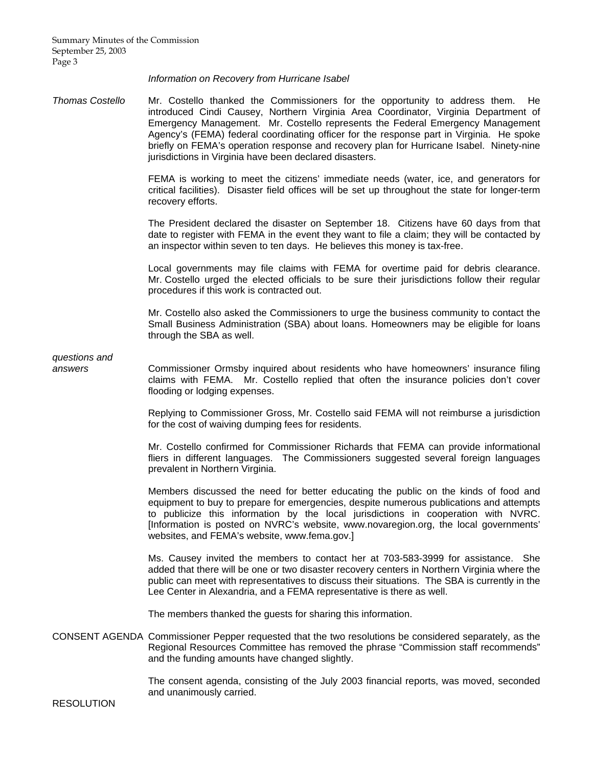*Information on Recovery from Hurricane Isabel*

*Thomas Costello*

Mr. Costello thanked the Commissioners for the opportunity to address them. He introduced Cindi Causey, Northern Virginia Area Coordinator, Virginia Department of Emergency Management. Mr. Costello represents the Federal Emergency Management Agency's (FEMA) federal coordinating officer for the response part in Virginia. He spoke briefly on FEMA's operation response and recovery plan for Hurricane Isabel. Ninety-nine jurisdictions in Virginia have been declared disasters.

FEMA is working to meet the citizens' immediate needs (water, ice, and generators for critical facilities). Disaster field offices will be set up throughout the state for longer-term recovery efforts.

The President declared the disaster on September 18. Citizens have 60 days from that date to register with FEMA in the event they want to file a claim; they will be contacted by an inspector within seven to ten days. He believes this money is tax-free.

Local governments may file claims with FEMA for overtime paid for debris clearance. Mr. Costello urged the elected officials to be sure their jurisdictions follow their regular procedures if this work is contracted out.

Mr. Costello also asked the Commissioners to urge the business community to contact the Small Business Administration (SBA) about loans. Homeowners may be eligible for loans through the SBA as well.

*questions and answers*

Commissioner Ormsby inquired about residents who have homeowners' insurance filing claims with FEMA. Mr. Costello replied that often the insurance policies don't cover flooding or lodging expenses.

Replying to Commissioner Gross, Mr. Costello said FEMA will not reimburse a jurisdiction for the cost of waiving dumping fees for residents.

Mr. Costello confirmed for Commissioner Richards that FEMA can provide informational fliers in different languages. The Commissioners suggested several foreign languages prevalent in Northern Virginia.

Members discussed the need for better educating the public on the kinds of food and equipment to buy to prepare for emergencies, despite numerous publications and attempts to publicize this information by the local jurisdictions in cooperation with NVRC. [Information is posted on NVRC's website, www.novaregion.org, the local governments' websites, and FEMA's website, www.fema.gov.]

Ms. Causey invited the members to contact her at 703-583-3999 for assistance. She added that there will be one or two disaster recovery centers in Northern Virginia where the public can meet with representatives to discuss their situations. The SBA is currently in the Lee Center in Alexandria, and a FEMA representative is there as well.

The members thanked the guests for sharing this information.

CONSENT AGENDA

Commissioner Pepper requested that the two resolutions be considered separately, as the Regional Resources Committee has removed the phrase "Commission staff recommends" and the funding amounts have changed slightly.

The consent agenda, consisting of the July 2003 financial reports, was moved, seconded and unanimously carried.

RESOLUTION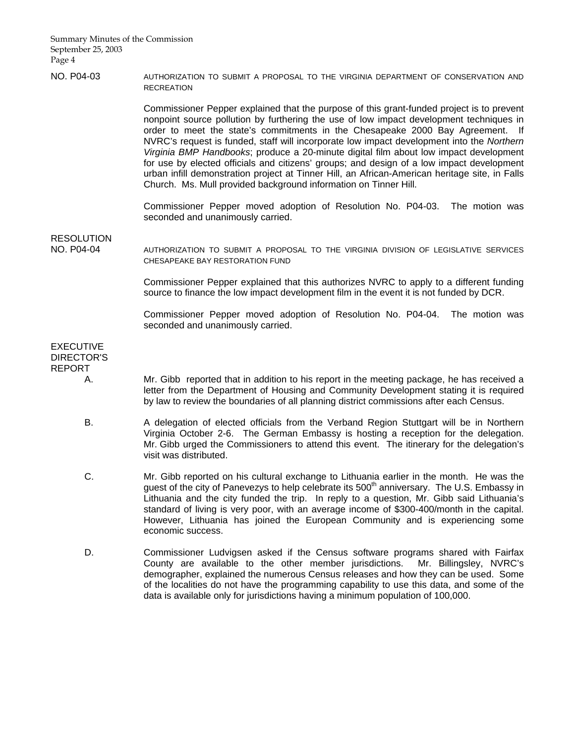NO. P04-03 AUTHORIZATION TO SUBMIT A PROPOSAL TO THE VIRGINIA DEPARTMENT OF CONSERVATION AND RECREATION

Commissioner Pepper explained that the purpose of this grant-funded project is to prevent nonpoint source pollution by furthering the use of low impact development techniques in order to meet the state's commitments in the Chesapeake 2000 Bay Agreement. If NVRC's request is funded, staff will incorporate low impact development into the *Northern Virginia BMP Handbooks*; produce a 20-minute digital film about low impact development for use by elected officials and citizens' groups; and design of a low impact development urban infill demonstration project at Tinner Hill, an African-American heritage site, in Falls Church. Ms. Mull provided background information on Tinner Hill.

Commissioner Pepper moved adoption of Resolution No. P04-03. The motion was seconded and unanimously carried.

RESOLUTION NO. P04-04 AUTHORIZATION TO SUBMIT A PROPOSAL TO THE VIRGINIA DIVISION OF LEGISLATIVE SERVICES CHESAPEAKE BAY RESTORATION FUND

Commissioner Pepper explained that this authorizes NVRC to apply to a different funding source to finance the low impact development film in the event it is not funded by DCR.

Commissioner Pepper moved adoption of Resolution No. P04-04. The motion was seconded and unanimously carried.

EXECUTIVE DIRECTOR'S REPORT

A. Mr. Gibb reported that in addition to his report in the meeting package, he has received a letter from the Department of Housing and Community Development stating it is required by law to review the boundaries of all planning district commissions after each Census.

B. A delegation of elected officials from the Verband Region Stuttgart will be in Northern Virginia October 2-6. The German Embassy is hosting a reception for the delegation. Mr. Gibb urged the Commissioners to attend this event. The itinerary for the delegation's visit was distributed.

C. Mr. Gibb reported on his cultural exchange to Lithuania earlier in the month. He was the guest of the city of Panevezys to help celebrate its 500th anniversary. The U.S. Embassy in Lithuania and the city funded the trip. In reply to a question, Mr. Gibb said Lithuania's standard of living is very poor, with an average income of $300-400/month in the capital. However, Lithuania has joined the European Community and is experiencing some economic success.

D. Commissioner Ludvigsen asked if the Census software programs shared with Fairfax County are available to the other member jurisdictions. Mr. Billingsley, NVRC's demographer, explained the numerous Census releases and how they can be used. Some of the localities do not have the programming capability to use this data, and some of the data is available only for jurisdictions having a minimum population of 100,000.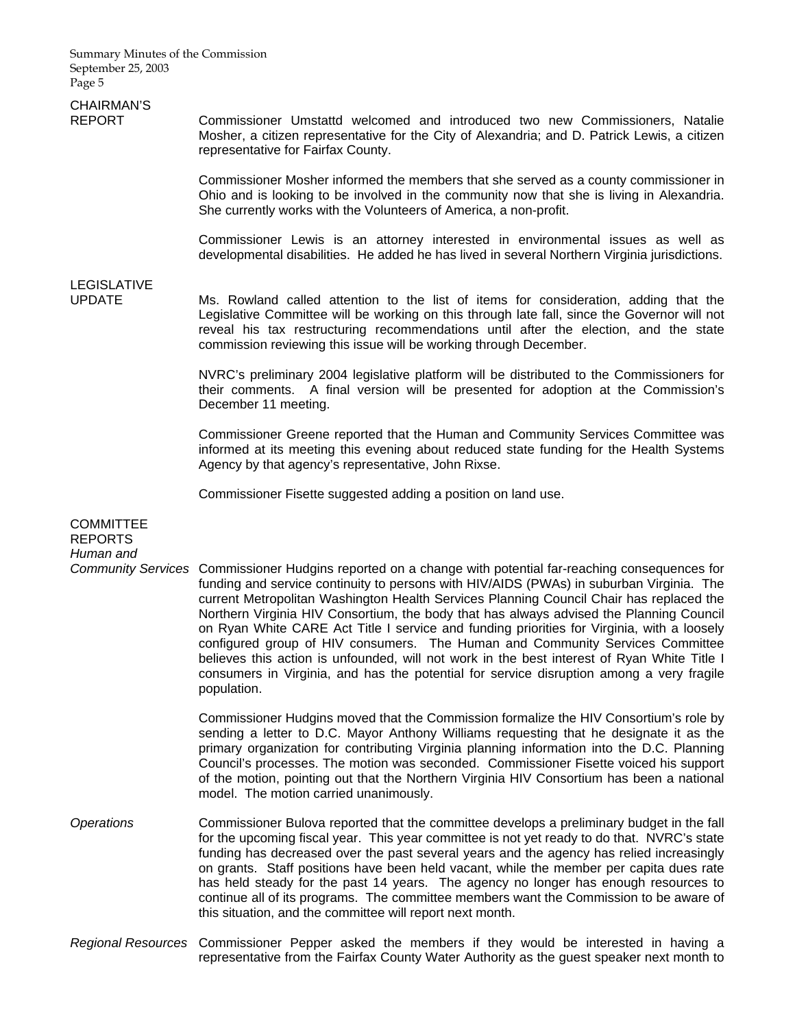## CHAIRMAN'S REPORT

Commissioner Umstattd welcomed and introduced two new Commissioners, Natalie Mosher, a citizen representative for the City of Alexandria; and D. Patrick Lewis, a citizen representative for Fairfax County.

Commissioner Mosher informed the members that she served as a county commissioner in Ohio and is looking to be involved in the community now that she is living in Alexandria. She currently works with the Volunteers of America, a non-profit.

Commissioner Lewis is an attorney interested in environmental issues as well as developmental disabilities. He added he has lived in several Northern Virginia jurisdictions.

## LEGISLATIVE UPDATE

Ms. Rowland called attention to the list of items for consideration, adding that the Legislative Committee will be working on this through late fall, since the Governor will not reveal his tax restructuring recommendations until after the election, and the state commission reviewing this issue will be working through December.

NVRC's preliminary 2004 legislative platform will be distributed to the Commissioners for their comments. A final version will be presented for adoption at the Commission's December 11 meeting.

Commissioner Greene reported that the Human and Community Services Committee was informed at its meeting this evening about reduced state funding for the Health Systems Agency by that agency's representative, John Rixse.

Commissioner Fisette suggested adding a position on land use.

## COMMITTEE REPORTS

*Human and Community Services*

Commissioner Hudgins reported on a change with potential far-reaching consequences for funding and service continuity to persons with HIV/AIDS (PWAs) in suburban Virginia. The current Metropolitan Washington Health Services Planning Council Chair has replaced the Northern Virginia HIV Consortium, the body that has always advised the Planning Council on Ryan White CARE Act Title I service and funding priorities for Virginia, with a loosely configured group of HIV consumers. The Human and Community Services Committee believes this action is unfounded, will not work in the best interest of Ryan White Title I consumers in Virginia, and has the potential for service disruption among a very fragile population.

Commissioner Hudgins moved that the Commission formalize the HIV Consortium's role by sending a letter to D.C. Mayor Anthony Williams requesting that he designate it as the primary organization for contributing Virginia planning information into the D.C. Planning Council's processes. The motion was seconded. Commissioner Fisette voiced his support of the motion, pointing out that the Northern Virginia HIV Consortium has been a national model. The motion carried unanimously.

*Operations*

Commissioner Bulova reported that the committee develops a preliminary budget in the fall for the upcoming fiscal year. This year committee is not yet ready to do that. NVRC's state funding has decreased over the past several years and the agency has relied increasingly on grants. Staff positions have been held vacant, while the member per capita dues rate has held steady for the past 14 years. The agency no longer has enough resources to continue all of its programs. The committee members want the Commission to be aware of this situation, and the committee will report next month.

*Regional Resources*

Commissioner Pepper asked the members if they would be interested in having a representative from the Fairfax County Water Authority as the guest speaker next month to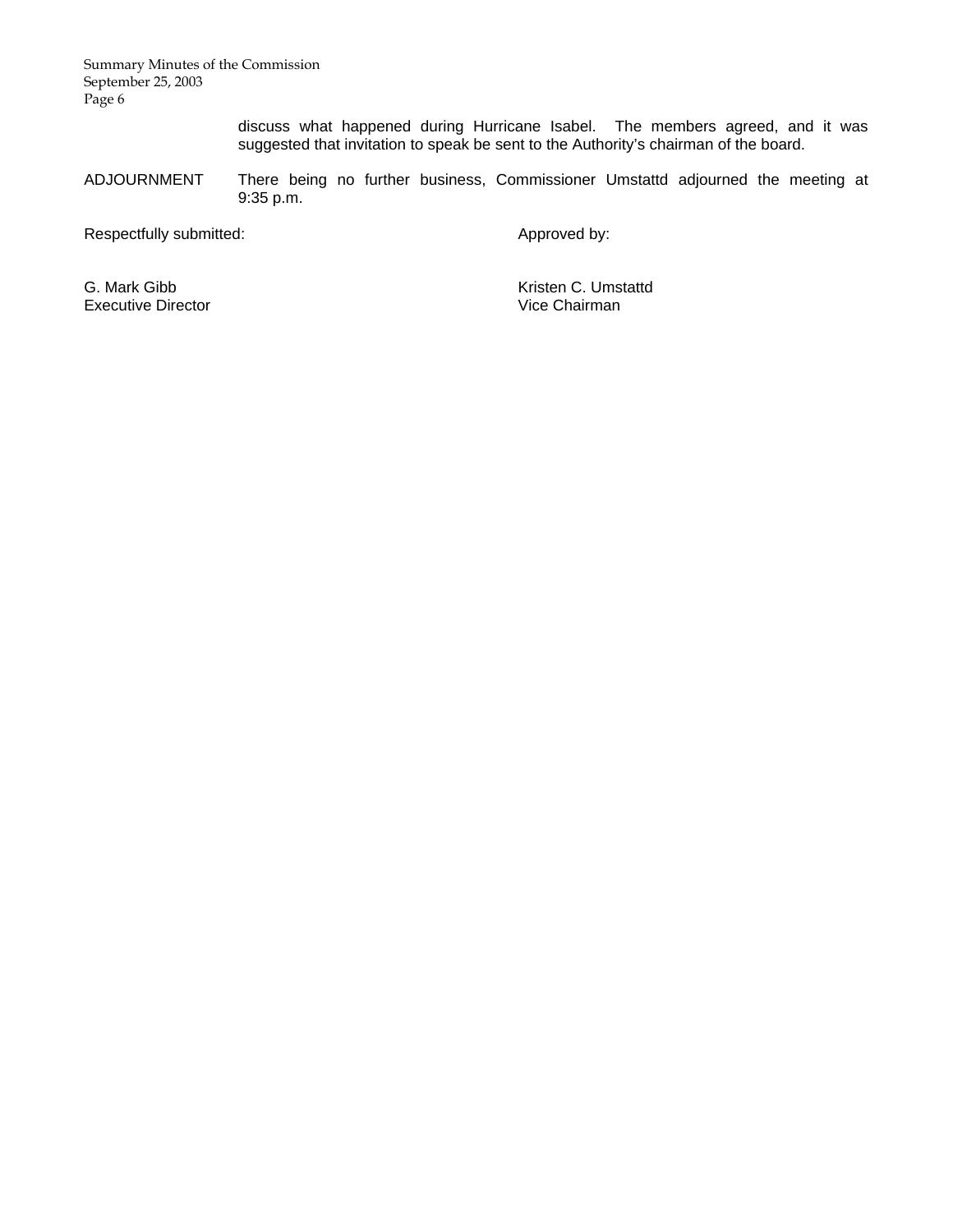discuss what happened during Hurricane Isabel. The members agreed, and it was suggested that invitation to speak be sent to the Authority's chairman of the board.

ADJOURNMENT There being no further business, Commissioner Umstattd adjourned the meeting at 9:35 p.m.

Respectfully submitted:

G. Mark Gibb
Executive Director

Approved by:

Kristen C. Umstattd
Vice Chairman